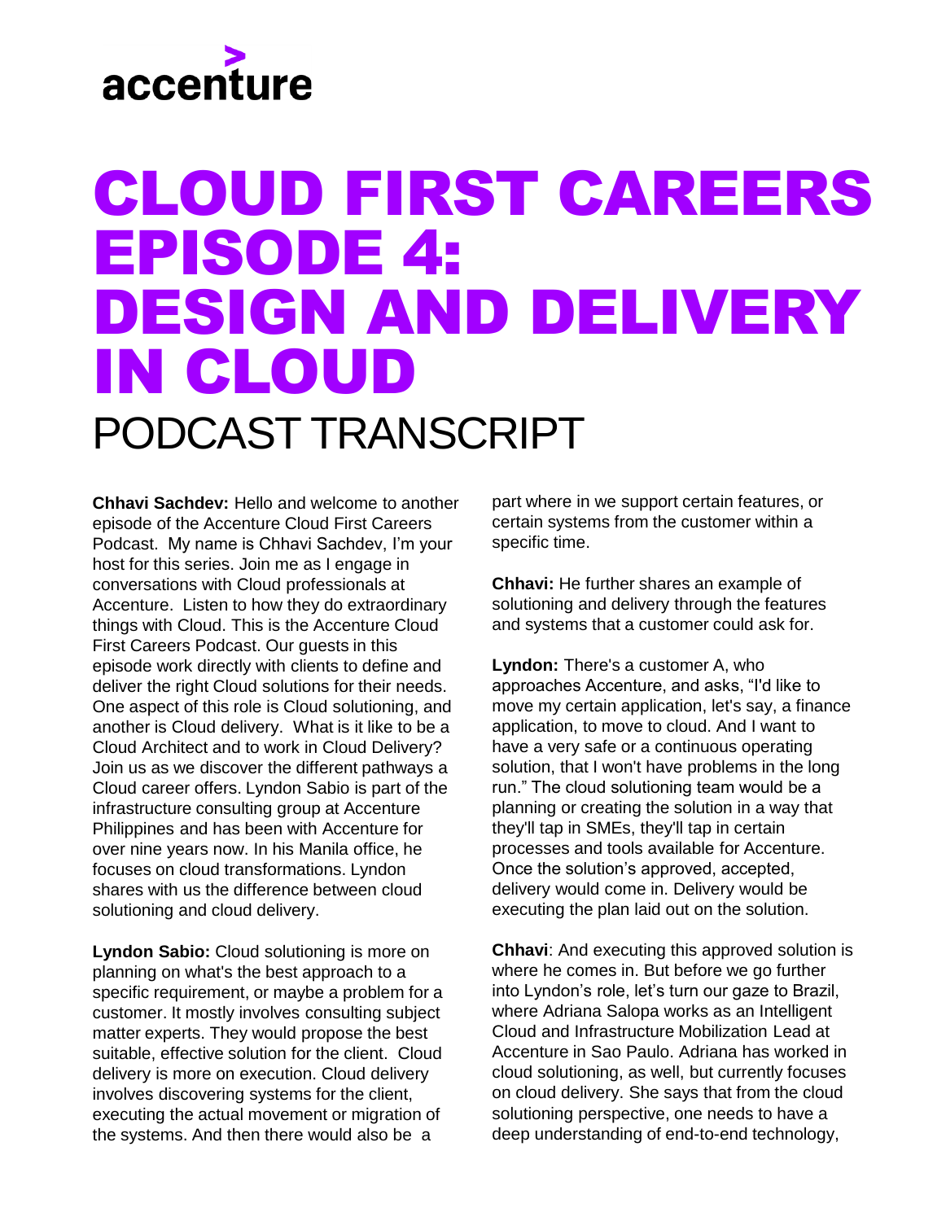accenture

# CLOUD FIRST CAREERS EPISODE 4: DESIGN AND DELIVERY IN CLOUD

## PODCAST TRANSCRIPT

**Chhavi Sachdev:** Hello and welcome to another episode of the Accenture Cloud First Careers Podcast. My name is Chhavi Sachdev, I'm your host for this series. Join me as I engage in conversations with Cloud professionals at Accenture. Listen to how they do extraordinary things with Cloud. This is the Accenture Cloud First Careers Podcast. Our guests in this episode work directly with clients to define and deliver the right Cloud solutions for their needs. One aspect of this role is Cloud solutioning, and another is Cloud delivery. What is it like to be a Cloud Architect and to work in Cloud Delivery? Join us as we discover the different pathways a Cloud career offers. Lyndon Sabio is part of the infrastructure consulting group at Accenture Philippines and has been with Accenture for over nine years now. In his Manila office, he focuses on cloud transformations. Lyndon shares with us the difference between cloud solutioning and cloud delivery.

**Lyndon Sabio:** Cloud solutioning is more on planning on what's the best approach to a specific requirement, or maybe a problem for a customer. It mostly involves consulting subject matter experts. They would propose the best suitable, effective solution for the client. Cloud delivery is more on execution. Cloud delivery involves discovering systems for the client, executing the actual movement or migration of the systems. And then there would also be a part where in we support certain features, or certain systems from the customer within a specific time.

**Chhavi:** He further shares an example of solutioning and delivery through the features and systems that a customer could ask for.

**Lyndon:** There's a customer A, who approaches Accenture, and asks, "I'd like to move my certain application, let's say, a finance application, to move to cloud. And I want to have a very safe or a continuous operating solution, that I won't have problems in the long run." The cloud solutioning team would be a planning or creating the solution in a way that they'll tap in SMEs, they'll tap in certain processes and tools available for Accenture. Once the solution's approved, accepted, delivery would come in. Delivery would be executing the plan laid out on the solution.

**Chhavi**: And executing this approved solution is where he comes in. But before we go further into Lyndon's role, let's turn our gaze to Brazil, where Adriana Salopa works as an Intelligent Cloud and Infrastructure Mobilization Lead at Accenture in Sao Paulo. Adriana has worked in cloud solutioning, as well, but currently focuses on cloud delivery. She says that from the cloud solutioning perspective, one needs to have a deep understanding of end-to-end technology,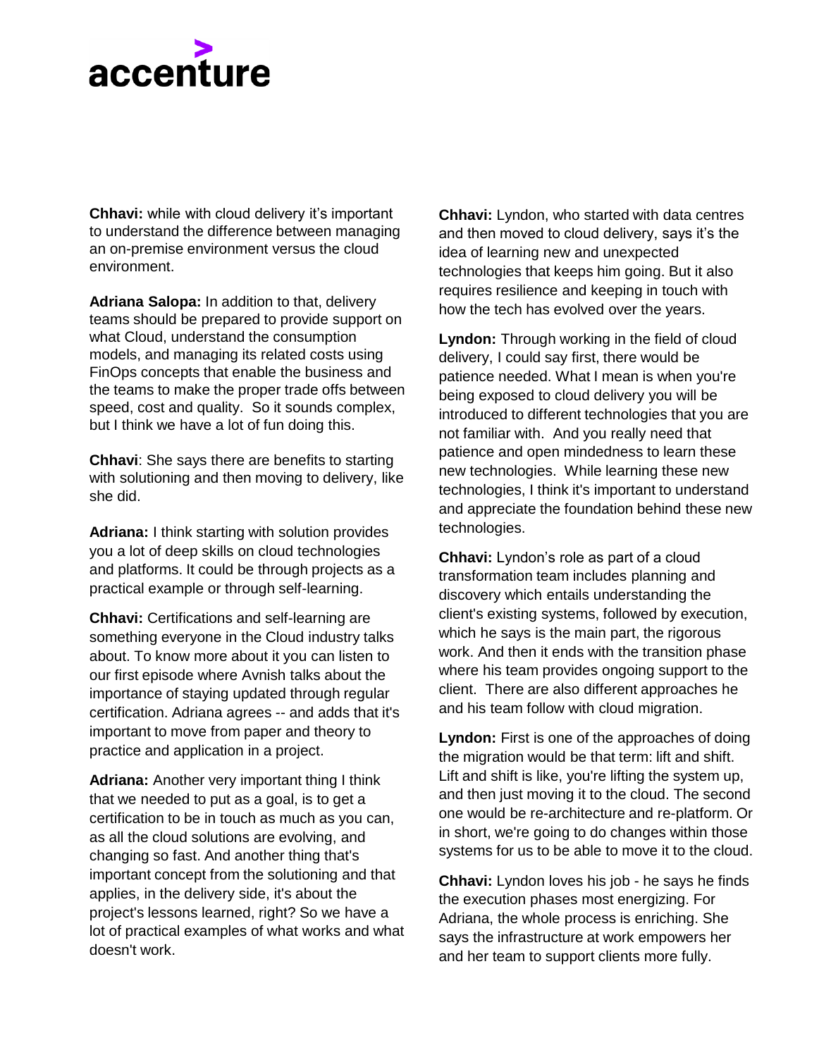**Chhavi:** while with cloud delivery it's important to understand the difference between managing an on-premise environment versus the cloud environment.

**Adriana Salopa:** In addition to that, delivery teams should be prepared to provide support on what Cloud, understand the consumption models, and managing its related costs using FinOps concepts that enable the business and the teams to make the proper trade offs between speed, cost and quality. So it sounds complex, but I think we have a lot of fun doing this.

**Chhavi**: She says there are benefits to starting with solutioning and then moving to delivery, like she did.

**Adriana:** I think starting with solution provides you a lot of deep skills on cloud technologies and platforms. It could be through projects as a practical example or through self-learning.

**Chhavi:** Certifications and self-learning are something everyone in the Cloud industry talks about. To know more about it you can listen to our first episode where Avnish talks about the importance of staying updated through regular certification. Adriana agrees -- and adds that it's important to move from paper and theory to practice and application in a project.

**Adriana:** Another very important thing I think that we needed to put as a goal, is to get a certification to be in touch as much as you can, as all the cloud solutions are evolving, and changing so fast. And another thing that's important concept from the solutioning and that applies, in the delivery side, it's about the project's lessons learned, right? So we have a lot of practical examples of what works and what doesn't work.

**Chhavi:** Lyndon, who started with data centres and then moved to cloud delivery, says it's the idea of learning new and unexpected technologies that keeps him going. But it also requires resilience and keeping in touch with how the tech has evolved over the years.

**Lyndon:** Through working in the field of cloud delivery, I could say first, there would be patience needed. What I mean is when you're being exposed to cloud delivery you will be introduced to different technologies that you are not familiar with. And you really need that patience and open mindedness to learn these new technologies. While learning these new technologies, I think it's important to understand and appreciate the foundation behind these new technologies.

**Chhavi:** Lyndon's role as part of a cloud transformation team includes planning and discovery which entails understanding the client's existing systems, followed by execution, which he says is the main part, the rigorous work. And then it ends with the transition phase where his team provides ongoing support to the client. There are also different approaches he and his team follow with cloud migration.

**Lyndon:** First is one of the approaches of doing the migration would be that term: lift and shift. Lift and shift is like, you're lifting the system up, and then just moving it to the cloud. The second one would be re-architecture and re-platform. Or in short, we're going to do changes within those systems for us to be able to move it to the cloud.

**Chhavi:** Lyndon loves his job - he says he finds the execution phases most energizing. For Adriana, the whole process is enriching. She says the infrastructure at work empowers her and her team to support clients more fully.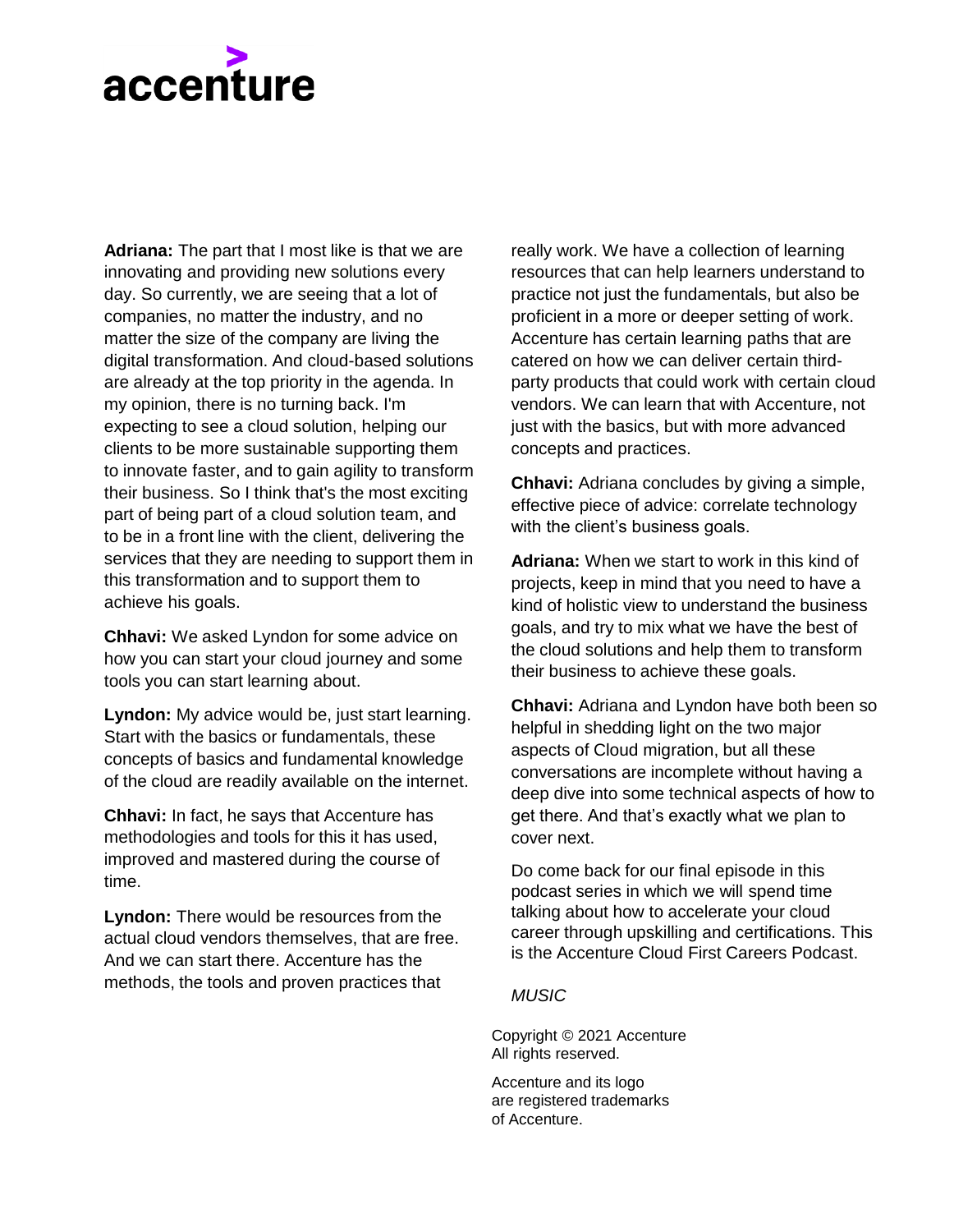**Adriana:** The part that I most like is that we are innovating and providing new solutions every day. So currently, we are seeing that a lot of companies, no matter the industry, and no matter the size of the company are living the digital transformation. And cloud-based solutions are already at the top priority in the agenda. In my opinion, there is no turning back. I'm expecting to see a cloud solution, helping our clients to be more sustainable supporting them to innovate faster, and to gain agility to transform their business. So I think that's the most exciting part of being part of a cloud solution team, and to be in a front line with the client, delivering the services that they are needing to support them in this transformation and to support them to achieve his goals.

**Chhavi:** We asked Lyndon for some advice on how you can start your cloud journey and some tools you can start learning about.

**Lyndon:** My advice would be, just start learning. Start with the basics or fundamentals, these concepts of basics and fundamental knowledge of the cloud are readily available on the internet.

**Chhavi:** In fact, he says that Accenture has methodologies and tools for this it has used, improved and mastered during the course of time.

**Lyndon:** There would be resources from the actual cloud vendors themselves, that are free. And we can start there. Accenture has the methods, the tools and proven practices that really work. We have a collection of learning resources that can help learners understand to practice not just the fundamentals, but also be proficient in a more or deeper setting of work. Accenture has certain learning paths that are catered on how we can deliver certain third-party products that could work with certain cloud vendors. We can learn that with Accenture, not just with the basics, but with more advanced concepts and practices.

**Chhavi:** Adriana concludes by giving a simple, effective piece of advice: correlate technology with the client's business goals.

**Adriana:** When we start to work in this kind of projects, keep in mind that you need to have a kind of holistic view to understand the business goals, and try to mix what we have the best of the cloud solutions and help them to transform their business to achieve these goals.

**Chhavi:** Adriana and Lyndon have both been so helpful in shedding light on the two major aspects of Cloud migration, but all these conversations are incomplete without having a deep dive into some technical aspects of how to get there. And that's exactly what we plan to cover next.

Do come back for our final episode in this podcast series in which we will spend time talking about how to accelerate your cloud career through upskilling and certifications. This is the Accenture Cloud First Careers Podcast.

*MUSIC*

Copyright © 2021 Accenture
All rights reserved.

Accenture and its logo are registered trademarks of Accenture.